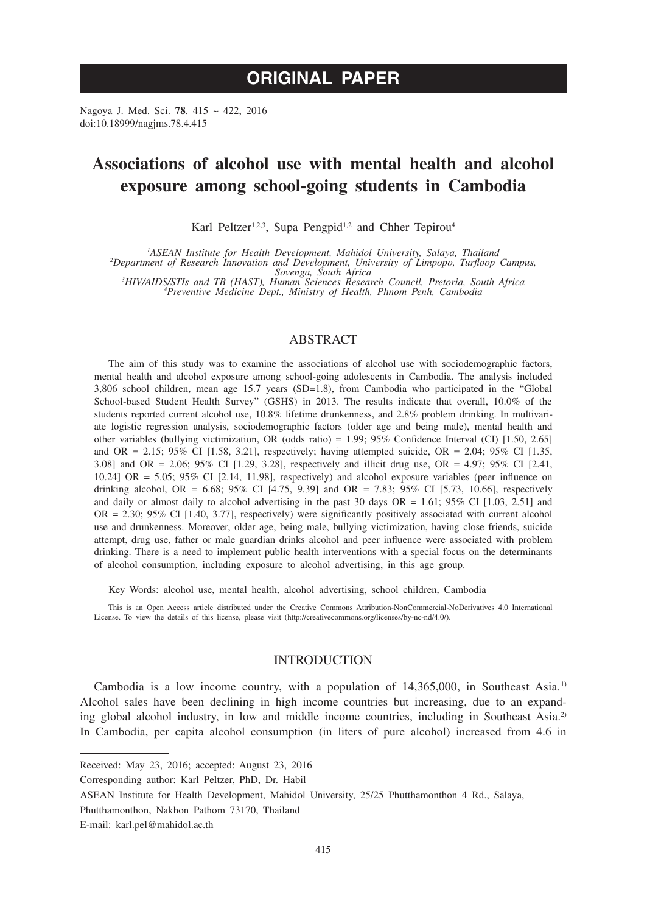# ORIGINAL PAPER

Nagoya J. Med. Sci. **78**. 415 ~ 422, 2016
doi:10.18999/nagjms.78.4.415

# Associations of alcohol use with mental health and alcohol exposure among school-going students in Cambodia

Karl Peltzer[1,2,3], Supa Pengpid[1,2] and Chher Tepirou[4]

[1]*ASEAN Institute for Health Development, Mahidol University, Salaya, Thailand*
[2]*Department of Research Innovation and Development, University of Limpopo, Turfloop Campus, Sovenga, South Africa*
[3]*HIV/AIDS/STIs and TB (HAST), Human Sciences Research Council, Pretoria, South Africa*
[4]*Preventive Medicine Dept., Ministry of Health, Phnom Penh, Cambodia*

## ABSTRACT

The aim of this study was to examine the associations of alcohol use with sociodemographic factors, mental health and alcohol exposure among school-going adolescents in Cambodia. The analysis included 3,806 school children, mean age 15.7 years (SD=1.8), from Cambodia who participated in the "Global School-based Student Health Survey" (GSHS) in 2013. The results indicate that overall, 10.0% of the students reported current alcohol use, 10.8% lifetime drunkenness, and 2.8% problem drinking. In multivariate logistic regression analysis, sociodemographic factors (older age and being male), mental health and other variables (bullying victimization, OR (odds ratio) = 1.99; 95% Confidence Interval (CI) [1.50, 2.65] and OR = 2.15; 95% CI [1.58, 3.21], respectively; having attempted suicide, OR = 2.04; 95% CI [1.35, 3.08] and OR = 2.06; 95% CI [1.29, 3.28], respectively and illicit drug use, OR = 4.97; 95% CI [2.41, 10.24] OR = 5.05; 95% CI [2.14, 11.98], respectively) and alcohol exposure variables (peer influence on drinking alcohol, OR = 6.68; 95% CI [4.75, 9.39] and OR = 7.83; 95% CI [5.73, 10.66], respectively and daily or almost daily to alcohol advertising in the past 30 days OR = 1.61; 95% CI [1.03, 2.51] and OR = 2.30; 95% CI [1.40, 3.77], respectively) were significantly positively associated with current alcohol use and drunkenness. Moreover, older age, being male, bullying victimization, having close friends, suicide attempt, drug use, father or male guardian drinks alcohol and peer influence were associated with problem drinking. There is a need to implement public health interventions with a special focus on the determinants of alcohol consumption, including exposure to alcohol advertising, in this age group.

Key Words: alcohol use, mental health, alcohol advertising, school children, Cambodia

This is an Open Access article distributed under the Creative Commons Attribution-NonCommercial-NoDerivatives 4.0 International License. To view the details of this license, please visit (http://creativecommons.org/licenses/by-nc-nd/4.0/).

## INTRODUCTION

Cambodia is a low income country, with a population of 14,365,000, in Southeast Asia.[1] Alcohol sales have been declining in high income countries but increasing, due to an expanding global alcohol industry, in low and middle income countries, including in Southeast Asia.[2] In Cambodia, per capita alcohol consumption (in liters of pure alcohol) increased from 4.6 in

---

Received: May 23, 2016; accepted: August 23, 2016

Corresponding author: Karl Peltzer, PhD, Dr. Habil

ASEAN Institute for Health Development, Mahidol University, 25/25 Phutthamonthon 4 Rd., Salaya, Phutthamonthon, Nakhon Pathom 73170, Thailand

E-mail: karl.pel@mahidol.ac.th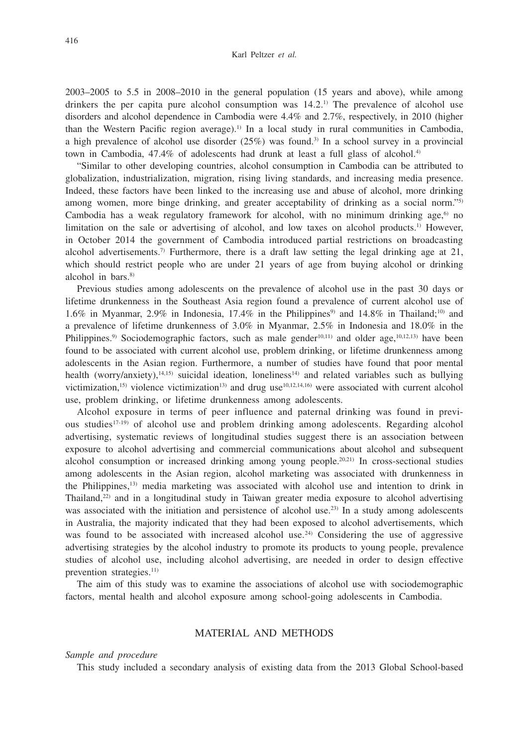2003–2005 to 5.5 in 2008–2010 in the general population (15 years and above), while among drinkers the per capita pure alcohol consumption was 14.2.[1] The prevalence of alcohol use disorders and alcohol dependence in Cambodia were 4.4% and 2.7%, respectively, in 2010 (higher than the Western Pacific region average).[1] In a local study in rural communities in Cambodia, a high prevalence of alcohol use disorder (25%) was found.[3] In a school survey in a provincial town in Cambodia, 47.4% of adolescents had drunk at least a full glass of alcohol.[4]

"Similar to other developing countries, alcohol consumption in Cambodia can be attributed to globalization, industrialization, migration, rising living standards, and increasing media presence. Indeed, these factors have been linked to the increasing use and abuse of alcohol, more drinking among women, more binge drinking, and greater acceptability of drinking as a social norm."[5] Cambodia has a weak regulatory framework for alcohol, with no minimum drinking age,[6] no limitation on the sale or advertising of alcohol, and low taxes on alcohol products.[1] However, in October 2014 the government of Cambodia introduced partial restrictions on broadcasting alcohol advertisements.[7] Furthermore, there is a draft law setting the legal drinking age at 21, which should restrict people who are under 21 years of age from buying alcohol or drinking alcohol in bars.[8]

Previous studies among adolescents on the prevalence of alcohol use in the past 30 days or lifetime drunkenness in the Southeast Asia region found a prevalence of current alcohol use of 1.6% in Myanmar, 2.9% in Indonesia, 17.4% in the Philippines[9] and 14.8% in Thailand;[10] and a prevalence of lifetime drunkenness of 3.0% in Myanmar, 2.5% in Indonesia and 18.0% in the Philippines.[9] Sociodemographic factors, such as male gender[10,11] and older age,[10,12,13] have been found to be associated with current alcohol use, problem drinking, or lifetime drunkenness among adolescents in the Asian region. Furthermore, a number of studies have found that poor mental health (worry/anxiety),[14,15] suicidal ideation, loneliness[14] and related variables such as bullying victimization,[15] violence victimization[13] and drug use[10,12,14,16] were associated with current alcohol use, problem drinking, or lifetime drunkenness among adolescents.

Alcohol exposure in terms of peer influence and paternal drinking was found in previous studies[17-19] of alcohol use and problem drinking among adolescents. Regarding alcohol advertising, systematic reviews of longitudinal studies suggest there is an association between exposure to alcohol advertising and commercial communications about alcohol and subsequent alcohol consumption or increased drinking among young people.[20,21] In cross-sectional studies among adolescents in the Asian region, alcohol marketing was associated with drunkenness in the Philippines,[13] media marketing was associated with alcohol use and intention to drink in Thailand,[22] and in a longitudinal study in Taiwan greater media exposure to alcohol advertising was associated with the initiation and persistence of alcohol use.[23] In a study among adolescents in Australia, the majority indicated that they had been exposed to alcohol advertisements, which was found to be associated with increased alcohol use.[24] Considering the use of aggressive advertising strategies by the alcohol industry to promote its products to young people, prevalence studies of alcohol use, including alcohol advertising, are needed in order to design effective prevention strategies.[11]

The aim of this study was to examine the associations of alcohol use with sociodemographic factors, mental health and alcohol exposure among school-going adolescents in Cambodia.

## MATERIAL AND METHODS

*Sample and procedure*

This study included a secondary analysis of existing data from the 2013 Global School-based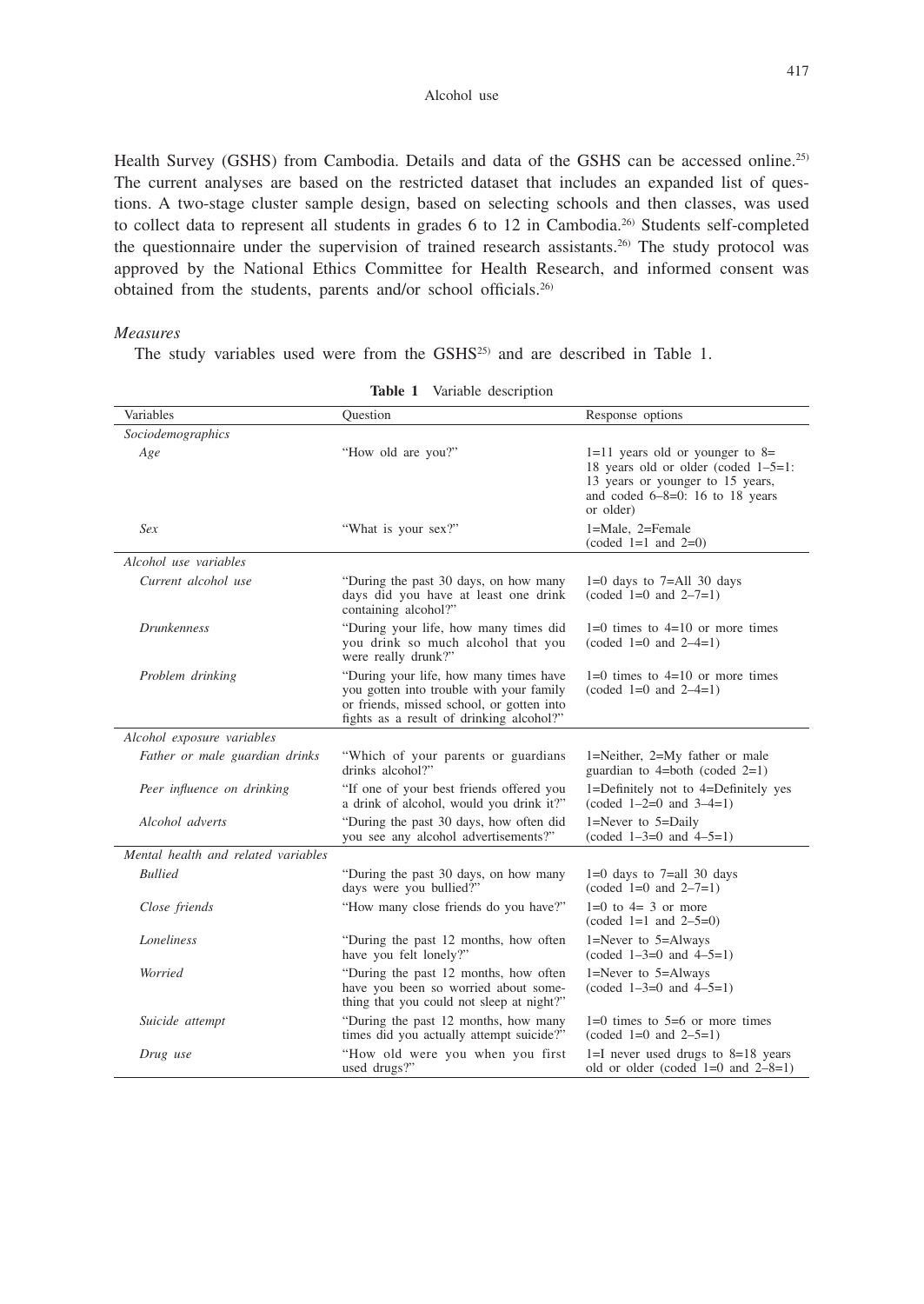Health Survey (GSHS) from Cambodia. Details and data of the GSHS can be accessed online.[25] The current analyses are based on the restricted dataset that includes an expanded list of questions. A two-stage cluster sample design, based on selecting schools and then classes, was used to collect data to represent all students in grades 6 to 12 in Cambodia.[26] Students self-completed the questionnaire under the supervision of trained research assistants.[26] The study protocol was approved by the National Ethics Committee for Health Research, and informed consent was obtained from the students, parents and/or school officials.[26]

### *Measures*

The study variables used were from the GSHS[25] and are described in Table 1.

**Table 1** Variable description

| Variables | Question | Response options |
|---|---|---|
| *Sociodemographics* | | |
| *Age* | "How old are you?" | 1=11 years old or younger to 8=18 years old or older (coded 1–5=1: 13 years or younger to 15 years, and coded 6–8=0: 16 to 18 years or older) |
| *Sex* | "What is your sex?" | 1=Male, 2=Female (coded 1=1 and 2=0) |
| *Alcohol use variables* | | |
| *Current alcohol use* | "During the past 30 days, on how many days did you have at least one drink containing alcohol?" | 1=0 days to 7=All 30 days (coded 1=0 and 2–7=1) |
| *Drunkenness* | "During your life, how many times did you drink so much alcohol that you were really drunk?" | 1=0 times to 4=10 or more times (coded 1=0 and 2–4=1) |
| *Problem drinking* | "During your life, how many times have you gotten into trouble with your family or friends, missed school, or gotten into fights as a result of drinking alcohol?" | 1=0 times to 4=10 or more times (coded 1=0 and 2–4=1) |
| *Alcohol exposure variables* | | |
| *Father or male guardian drinks* | "Which of your parents or guardians drinks alcohol?" | 1=Neither, 2=My father or male guardian to 4=both (coded 2=1) |
| *Peer influence on drinking* | "If one of your best friends offered you a drink of alcohol, would you drink it?" | 1=Definitely not to 4=Definitely yes (coded 1–2=0 and 3–4=1) |
| *Alcohol adverts* | "During the past 30 days, how often did you see any alcohol advertisements?" | 1=Never to 5=Daily (coded 1–3=0 and 4–5=1) |
| *Mental health and related variables* | | |
| *Bullied* | "During the past 30 days, on how many days were you bullied?" | 1=0 days to 7=all 30 days (coded 1=0 and 2–7=1) |
| *Close friends* | "How many close friends do you have?" | 1=0 to 4= 3 or more (coded 1=1 and 2–5=0) |
| *Loneliness* | "During the past 12 months, how often have you felt lonely?" | 1=Never to 5=Always (coded 1–3=0 and 4–5=1) |
| *Worried* | "During the past 12 months, how often have you been so worried about something that you could not sleep at night?" | 1=Never to 5=Always (coded 1–3=0 and 4–5=1) |
| *Suicide attempt* | "During the past 12 months, how many times did you actually attempt suicide?" | 1=0 times to 5=6 or more times (coded 1=0 and 2–5=1) |
| *Drug use* | "How old were you when you first used drugs?" | 1=I never used drugs to 8=18 years old or older (coded 1=0 and 2–8=1) |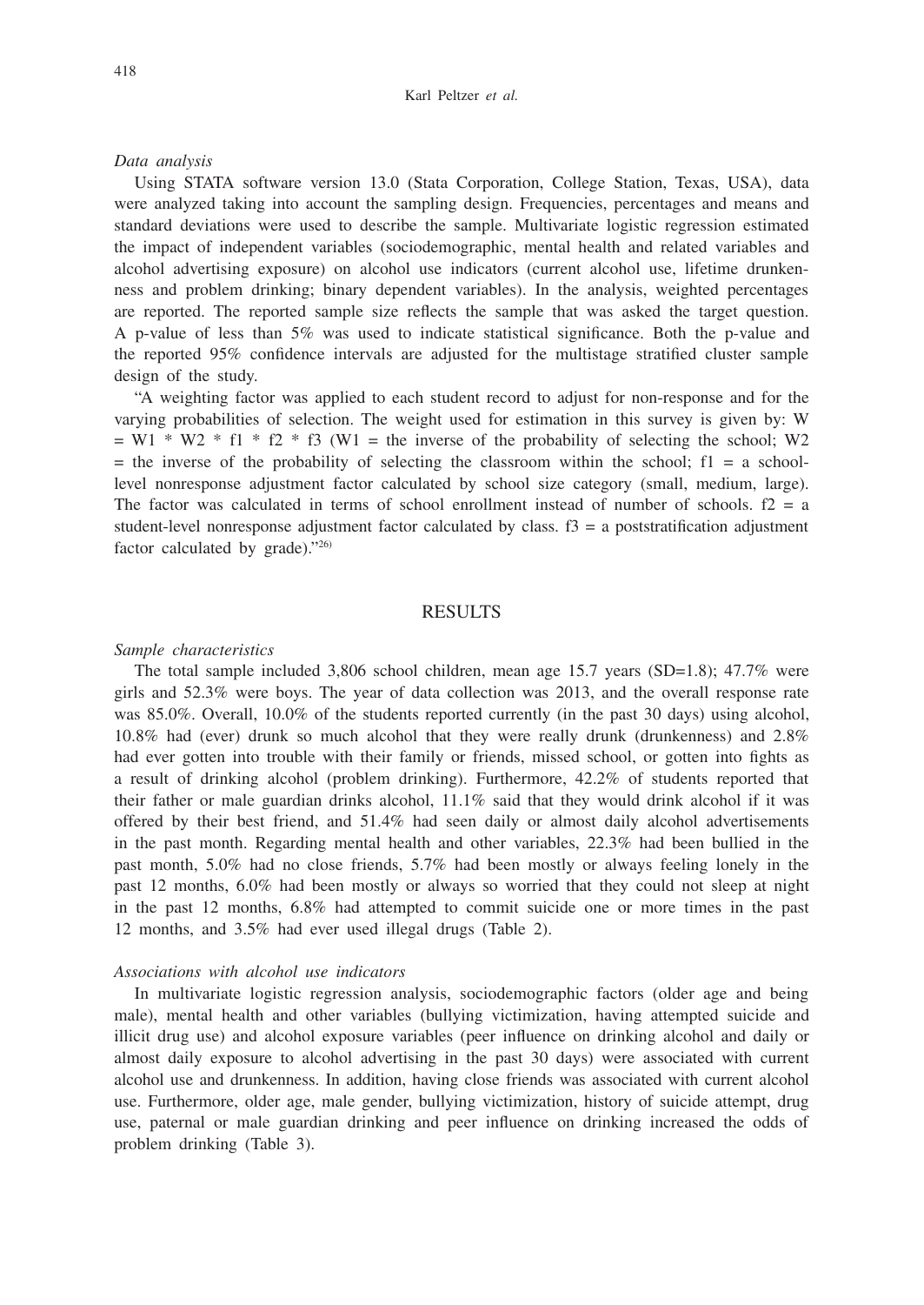### *Data analysis*

Using STATA software version 13.0 (Stata Corporation, College Station, Texas, USA), data were analyzed taking into account the sampling design. Frequencies, percentages and means and standard deviations were used to describe the sample. Multivariate logistic regression estimated the impact of independent variables (sociodemographic, mental health and related variables and alcohol advertising exposure) on alcohol use indicators (current alcohol use, lifetime drunkenness and problem drinking; binary dependent variables). In the analysis, weighted percentages are reported. The reported sample size reflects the sample that was asked the target question. A p-value of less than 5% was used to indicate statistical significance. Both the p-value and the reported 95% confidence intervals are adjusted for the multistage stratified cluster sample design of the study.

"A weighting factor was applied to each student record to adjust for non-response and for the varying probabilities of selection. The weight used for estimation in this survey is given by: W = W1 * W2 * f1 * f2 * f3 (W1 = the inverse of the probability of selecting the school; W2 = the inverse of the probability of selecting the classroom within the school; f1 = a school-level nonresponse adjustment factor calculated by school size category (small, medium, large). The factor was calculated in terms of school enrollment instead of number of schools. f2 = a student-level nonresponse adjustment factor calculated by class. f3 = a poststratification adjustment factor calculated by grade)."[26]

## RESULTS

### *Sample characteristics*

The total sample included 3,806 school children, mean age 15.7 years (SD=1.8); 47.7% were girls and 52.3% were boys. The year of data collection was 2013, and the overall response rate was 85.0%. Overall, 10.0% of the students reported currently (in the past 30 days) using alcohol, 10.8% had (ever) drunk so much alcohol that they were really drunk (drunkenness) and 2.8% had ever gotten into trouble with their family or friends, missed school, or gotten into fights as a result of drinking alcohol (problem drinking). Furthermore, 42.2% of students reported that their father or male guardian drinks alcohol, 11.1% said that they would drink alcohol if it was offered by their best friend, and 51.4% had seen daily or almost daily alcohol advertisements in the past month. Regarding mental health and other variables, 22.3% had been bullied in the past month, 5.0% had no close friends, 5.7% had been mostly or always feeling lonely in the past 12 months, 6.0% had been mostly or always so worried that they could not sleep at night in the past 12 months, 6.8% had attempted to commit suicide one or more times in the past 12 months, and 3.5% had ever used illegal drugs (Table 2).

### *Associations with alcohol use indicators*

In multivariate logistic regression analysis, sociodemographic factors (older age and being male), mental health and other variables (bullying victimization, having attempted suicide and illicit drug use) and alcohol exposure variables (peer influence on drinking alcohol and daily or almost daily exposure to alcohol advertising in the past 30 days) were associated with current alcohol use and drunkenness. In addition, having close friends was associated with current alcohol use. Furthermore, older age, male gender, bullying victimization, history of suicide attempt, drug use, paternal or male guardian drinking and peer influence on drinking increased the odds of problem drinking (Table 3).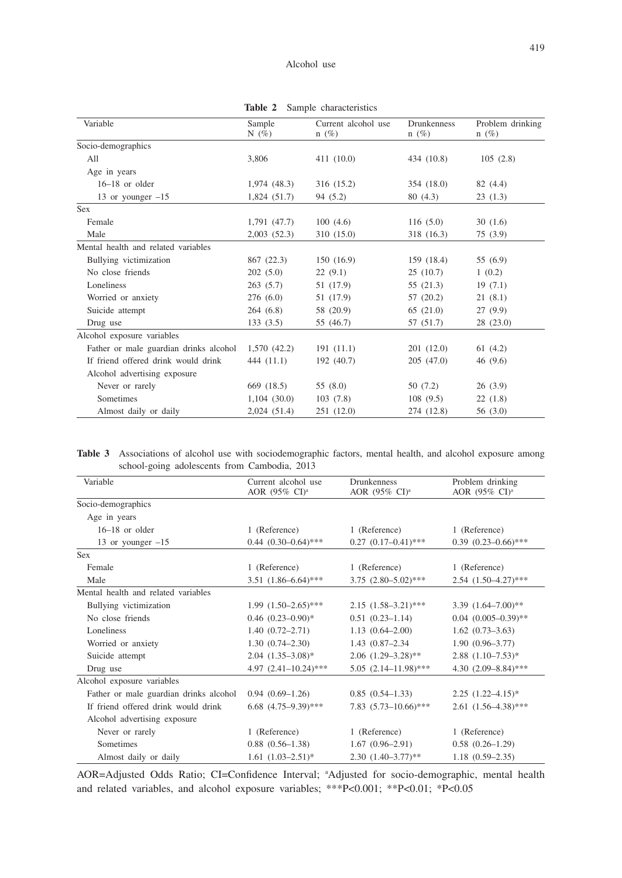**Table 2** Sample characteristics

| Variable | Sample N (%) | Current alcohol use n (%) | Drunkenness n (%) | Problem drinking n (%) |
|---|---|---|---|---|
| Socio-demographics | | | | |
| All | 3,806 | 411 (10.0) | 434 (10.8) | 105 (2.8) |
| Age in years | | | | |
| 16–18 or older | 1,974 (48.3) | 316 (15.2) | 354 (18.0) | 82 (4.4) |
| 13 or younger –15 | 1,824 (51.7) | 94 (5.2) | 80 (4.3) | 23 (1.3) |
| Sex | | | | |
| Female | 1,791 (47.7) | 100 (4.6) | 116 (5.0) | 30 (1.6) |
| Male | 2,003 (52.3) | 310 (15.0) | 318 (16.3) | 75 (3.9) |
| Mental health and related variables | | | | |
| Bullying victimization | 867 (22.3) | 150 (16.9) | 159 (18.4) | 55 (6.9) |
| No close friends | 202 (5.0) | 22 (9.1) | 25 (10.7) | 1 (0.2) |
| Loneliness | 263 (5.7) | 51 (17.9) | 55 (21.3) | 19 (7.1) |
| Worried or anxiety | 276 (6.0) | 51 (17.9) | 57 (20.2) | 21 (8.1) |
| Suicide attempt | 264 (6.8) | 58 (20.9) | 65 (21.0) | 27 (9.9) |
| Drug use | 133 (3.5) | 55 (46.7) | 57 (51.7) | 28 (23.0) |
| Alcohol exposure variables | | | | |
| Father or male guardian drinks alcohol | 1,570 (42.2) | 191 (11.1) | 201 (12.0) | 61 (4.2) |
| If friend offered drink would drink | 444 (11.1) | 192 (40.7) | 205 (47.0) | 46 (9.6) |
| Alcohol advertising exposure | | | | |
| Never or rarely | 669 (18.5) | 55 (8.0) | 50 (7.2) | 26 (3.9) |
| Sometimes | 1,104 (30.0) | 103 (7.8) | 108 (9.5) | 22 (1.8) |
| Almost daily or daily | 2,024 (51.4) | 251 (12.0) | 274 (12.8) | 56 (3.0) |

**Table 3** Associations of alcohol use with sociodemographic factors, mental health, and alcohol exposure among school-going adolescents from Cambodia, 2013

| Variable | Current alcohol use AOR (95% CI)[a] | Drunkenness AOR (95% CI)[a] | Problem drinking AOR (95% CI)[a] |
|---|---|---|---|
| Socio-demographics | | | |
| Age in years | | | |
| 16–18 or older | 1 (Reference) | 1 (Reference) | 1 (Reference) |
| 13 or younger –15 | 0.44 (0.30–0.64)*** | 0.27 (0.17–0.41)*** | 0.39 (0.23–0.66)*** |
| Sex | | | |
| Female | 1 (Reference) | 1 (Reference) | 1 (Reference) |
| Male | 3.51 (1.86–6.64)*** | 3.75 (2.80–5.02)*** | 2.54 (1.50–4.27)*** |
| Mental health and related variables | | | |
| Bullying victimization | 1.99 (1.50–2.65)*** | 2.15 (1.58–3.21)*** | 3.39 (1.64–7.00)** |
| No close friends | 0.46 (0.23–0.90)* | 0.51 (0.23–1.14) | 0.04 (0.005–0.39)** |
| Loneliness | 1.40 (0.72–2.71) | 1.13 (0.64–2.00) | 1.62 (0.73–3.63) |
| Worried or anxiety | 1.30 (0.74–2.30) | 1.43 (0.87–2.34 | 1.90 (0.96–3.77) |
| Suicide attempt | 2.04 (1.35–3.08)* | 2.06 (1.29–3.28)** | 2.88 (1.10–7.53)* |
| Drug use | 4.97 (2.41–10.24)*** | 5.05 (2.14–11.98)*** | 4.30 (2.09–8.84)*** |
| Alcohol exposure variables | | | |
| Father or male guardian drinks alcohol | 0.94 (0.69–1.26) | 0.85 (0.54–1.33) | 2.25 (1.22–4.15)* |
| If friend offered drink would drink | 6.68 (4.75–9.39)*** | 7.83 (5.73–10.66)*** | 2.61 (1.56–4.38)*** |
| Alcohol advertising exposure | | | |
| Never or rarely | 1 (Reference) | 1 (Reference) | 1 (Reference) |
| Sometimes | 0.88 (0.56–1.38) | 1.67 (0.96–2.91) | 0.58 (0.26–1.29) |
| Almost daily or daily | 1.61 (1.03–2.51)* | 2.30 (1.40–3.77)** | 1.18 (0.59–2.35) |

AOR=Adjusted Odds Ratio; CI=Confidence Interval; [a]Adjusted for socio-demographic, mental health and related variables, and alcohol exposure variables; ***$P<0.001$; **$P<0.01$; *$P<0.05$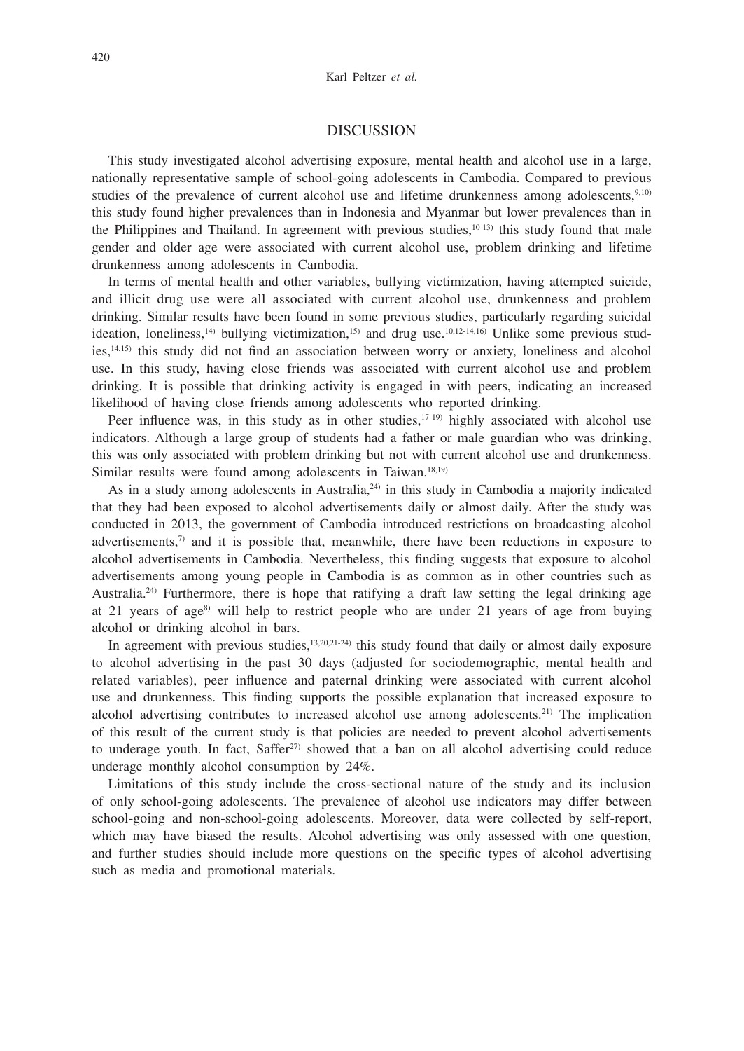## DISCUSSION

This study investigated alcohol advertising exposure, mental health and alcohol use in a large, nationally representative sample of school-going adolescents in Cambodia. Compared to previous studies of the prevalence of current alcohol use and lifetime drunkenness among adolescents,[9,10] this study found higher prevalences than in Indonesia and Myanmar but lower prevalences than in the Philippines and Thailand. In agreement with previous studies,[10-13] this study found that male gender and older age were associated with current alcohol use, problem drinking and lifetime drunkenness among adolescents in Cambodia.

In terms of mental health and other variables, bullying victimization, having attempted suicide, and illicit drug use were all associated with current alcohol use, drunkenness and problem drinking. Similar results have been found in some previous studies, particularly regarding suicidal ideation, loneliness,[14] bullying victimization,[15] and drug use.[10,12-14,16] Unlike some previous studies,[14,15] this study did not find an association between worry or anxiety, loneliness and alcohol use. In this study, having close friends was associated with current alcohol use and problem drinking. It is possible that drinking activity is engaged in with peers, indicating an increased likelihood of having close friends among adolescents who reported drinking.

Peer influence was, in this study as in other studies,[17-19] highly associated with alcohol use indicators. Although a large group of students had a father or male guardian who was drinking, this was only associated with problem drinking but not with current alcohol use and drunkenness. Similar results were found among adolescents in Taiwan.[18,19]

As in a study among adolescents in Australia,[24] in this study in Cambodia a majority indicated that they had been exposed to alcohol advertisements daily or almost daily. After the study was conducted in 2013, the government of Cambodia introduced restrictions on broadcasting alcohol advertisements,[7] and it is possible that, meanwhile, there have been reductions in exposure to alcohol advertisements in Cambodia. Nevertheless, this finding suggests that exposure to alcohol advertisements among young people in Cambodia is as common as in other countries such as Australia.[24] Furthermore, there is hope that ratifying a draft law setting the legal drinking age at 21 years of age[8] will help to restrict people who are under 21 years of age from buying alcohol or drinking alcohol in bars.

In agreement with previous studies,[13,20,21-24] this study found that daily or almost daily exposure to alcohol advertising in the past 30 days (adjusted for sociodemographic, mental health and related variables), peer influence and paternal drinking were associated with current alcohol use and drunkenness. This finding supports the possible explanation that increased exposure to alcohol advertising contributes to increased alcohol use among adolescents.[21] The implication of this result of the current study is that policies are needed to prevent alcohol advertisements to underage youth. In fact, Saffer[27] showed that a ban on all alcohol advertising could reduce underage monthly alcohol consumption by 24%.

Limitations of this study include the cross-sectional nature of the study and its inclusion of only school-going adolescents. The prevalence of alcohol use indicators may differ between school-going and non-school-going adolescents. Moreover, data were collected by self-report, which may have biased the results. Alcohol advertising was only assessed with one question, and further studies should include more questions on the specific types of alcohol advertising such as media and promotional materials.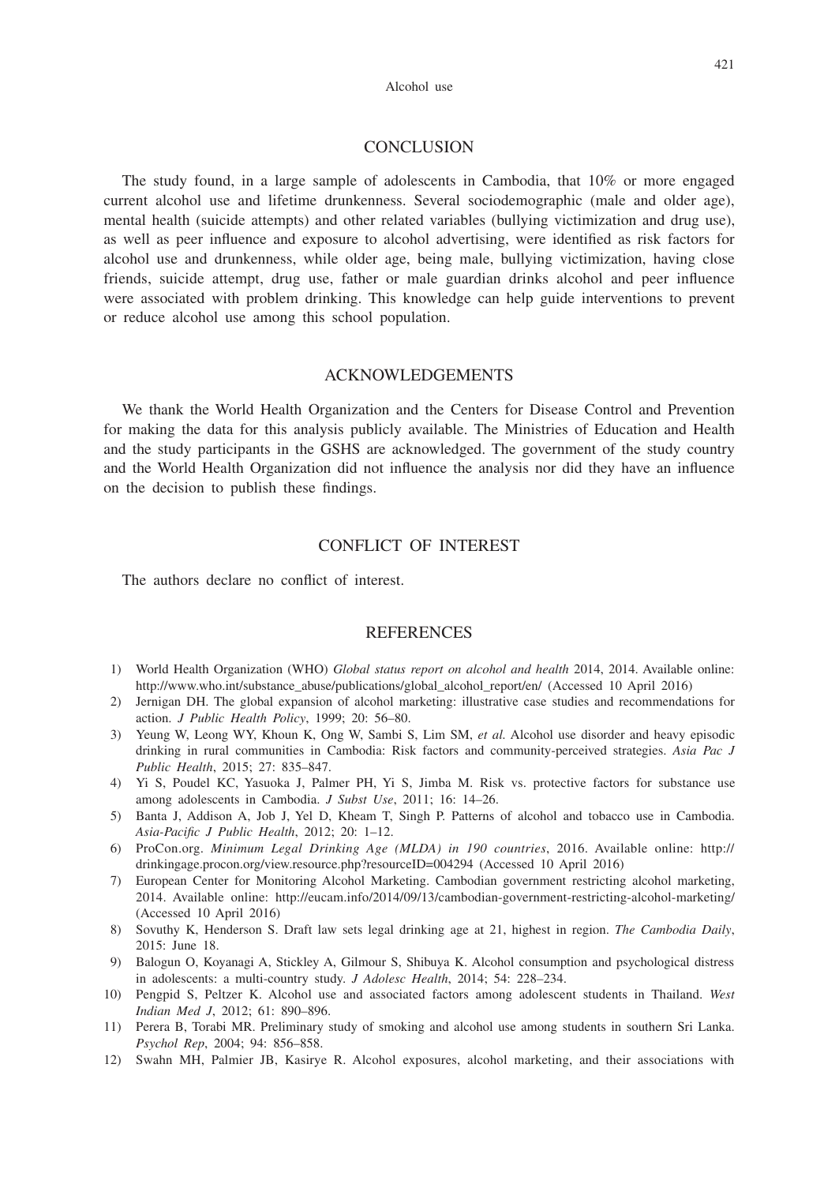## CONCLUSION

The study found, in a large sample of adolescents in Cambodia, that 10% or more engaged current alcohol use and lifetime drunkenness. Several sociodemographic (male and older age), mental health (suicide attempts) and other related variables (bullying victimization and drug use), as well as peer influence and exposure to alcohol advertising, were identified as risk factors for alcohol use and drunkenness, while older age, being male, bullying victimization, having close friends, suicide attempt, drug use, father or male guardian drinks alcohol and peer influence were associated with problem drinking. This knowledge can help guide interventions to prevent or reduce alcohol use among this school population.

## ACKNOWLEDGEMENTS

We thank the World Health Organization and the Centers for Disease Control and Prevention for making the data for this analysis publicly available. The Ministries of Education and Health and the study participants in the GSHS are acknowledged. The government of the study country and the World Health Organization did not influence the analysis nor did they have an influence on the decision to publish these findings.

## CONFLICT OF INTEREST

The authors declare no conflict of interest.

## REFERENCES

1) World Health Organization (WHO) *Global status report on alcohol and health* 2014, 2014. Available online: http://www.who.int/substance_abuse/publications/global_alcohol_report/en/ (Accessed 10 April 2016)
2) Jernigan DH. The global expansion of alcohol marketing: illustrative case studies and recommendations for action. *J Public Health Policy*, 1999; 20: 56–80.
3) Yeung W, Leong WY, Khoun K, Ong W, Sambi S, Lim SM, *et al.* Alcohol use disorder and heavy episodic drinking in rural communities in Cambodia: Risk factors and community-perceived strategies. *Asia Pac J Public Health*, 2015; 27: 835–847.
4) Yi S, Poudel KC, Yasuoka J, Palmer PH, Yi S, Jimba M. Risk vs. protective factors for substance use among adolescents in Cambodia. *J Subst Use*, 2011; 16: 14–26.
5) Banta J, Addison A, Job J, Yel D, Kheam T, Singh P. Patterns of alcohol and tobacco use in Cambodia. *Asia-Pacific J Public Health*, 2012; 20: 1–12.
6) ProCon.org. *Minimum Legal Drinking Age (MLDA) in 190 countries*, 2016. Available online: http://drinkingage.procon.org/view.resource.php?resourceID=004294 (Accessed 10 April 2016)
7) European Center for Monitoring Alcohol Marketing. Cambodian government restricting alcohol marketing, 2014. Available online: http://eucam.info/2014/09/13/cambodian-government-restricting-alcohol-marketing/ (Accessed 10 April 2016)
8) Sovuthy K, Henderson S. Draft law sets legal drinking age at 21, highest in region. *The Cambodia Daily*, 2015: June 18.
9) Balogun O, Koyanagi A, Stickley A, Gilmour S, Shibuya K. Alcohol consumption and psychological distress in adolescents: a multi-country study. *J Adolesc Health*, 2014; 54: 228–234.
10) Pengpid S, Peltzer K. Alcohol use and associated factors among adolescent students in Thailand. *West Indian Med J*, 2012; 61: 890–896.
11) Perera B, Torabi MR. Preliminary study of smoking and alcohol use among students in southern Sri Lanka. *Psychol Rep*, 2004; 94: 856–858.
12) Swahn MH, Palmier JB, Kasirye R. Alcohol exposures, alcohol marketing, and their associations with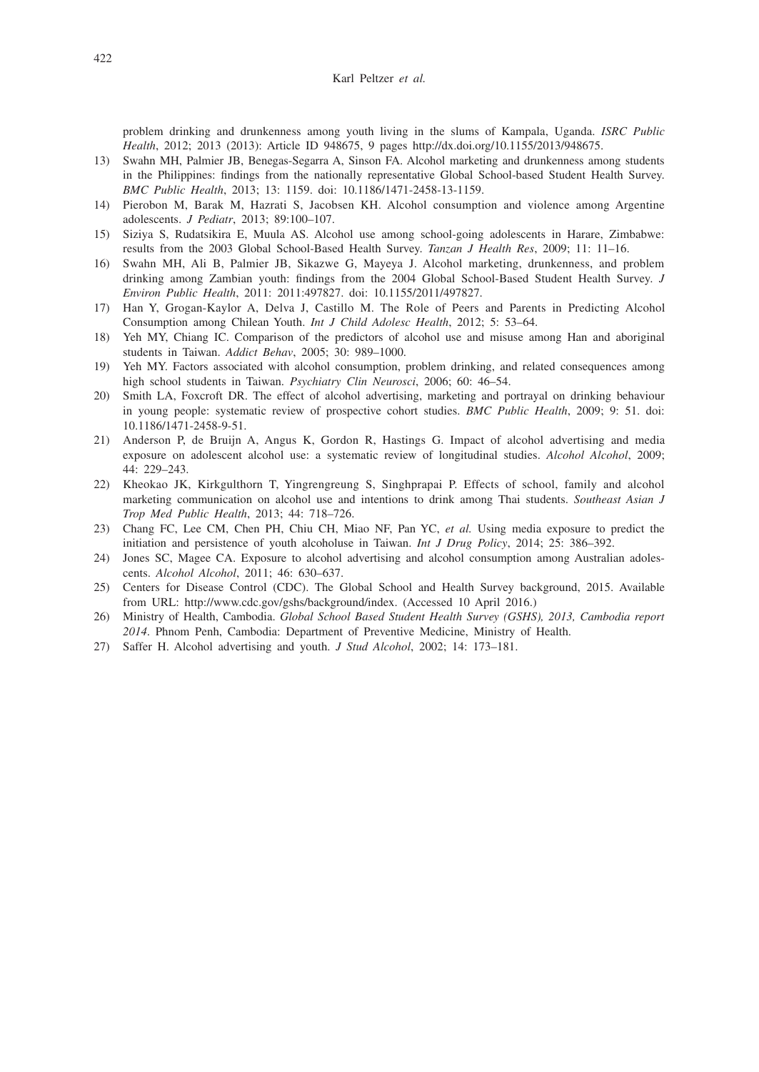problem drinking and drunkenness among youth living in the slums of Kampala, Uganda. *ISRC Public Health*, 2012; 2013 (2013): Article ID 948675, 9 pages http://dx.doi.org/10.1155/2013/948675.

13) Swahn MH, Palmier JB, Benegas-Segarra A, Sinson FA. Alcohol marketing and drunkenness among students in the Philippines: findings from the nationally representative Global School-based Student Health Survey. *BMC Public Health*, 2013; 13: 1159. doi: 10.1186/1471-2458-13-1159.
14) Pierobon M, Barak M, Hazrati S, Jacobsen KH. Alcohol consumption and violence among Argentine adolescents. *J Pediatr*, 2013; 89:100–107.
15) Siziya S, Rudatsikira E, Muula AS. Alcohol use among school-going adolescents in Harare, Zimbabwe: results from the 2003 Global School-Based Health Survey. *Tanzan J Health Res*, 2009; 11: 11–16.
16) Swahn MH, Ali B, Palmier JB, Sikazwe G, Mayeya J. Alcohol marketing, drunkenness, and problem drinking among Zambian youth: findings from the 2004 Global School-Based Student Health Survey. *J Environ Public Health*, 2011: 2011:497827. doi: 10.1155/2011/497827.
17) Han Y, Grogan-Kaylor A, Delva J, Castillo M. The Role of Peers and Parents in Predicting Alcohol Consumption among Chilean Youth. *Int J Child Adolesc Health*, 2012; 5: 53–64.
18) Yeh MY, Chiang IC. Comparison of the predictors of alcohol use and misuse among Han and aboriginal students in Taiwan. *Addict Behav*, 2005; 30: 989–1000.
19) Yeh MY. Factors associated with alcohol consumption, problem drinking, and related consequences among high school students in Taiwan. *Psychiatry Clin Neurosci*, 2006; 60: 46–54.
20) Smith LA, Foxcroft DR. The effect of alcohol advertising, marketing and portrayal on drinking behaviour in young people: systematic review of prospective cohort studies. *BMC Public Health*, 2009; 9: 51. doi: 10.1186/1471-2458-9-51.
21) Anderson P, de Bruijn A, Angus K, Gordon R, Hastings G. Impact of alcohol advertising and media exposure on adolescent alcohol use: a systematic review of longitudinal studies. *Alcohol Alcohol*, 2009; 44: 229–243.
22) Kheokao JK, Kirkgulthorn T, Yingrengreung S, Singhprapai P. Effects of school, family and alcohol marketing communication on alcohol use and intentions to drink among Thai students. *Southeast Asian J Trop Med Public Health*, 2013; 44: 718–726.
23) Chang FC, Lee CM, Chen PH, Chiu CH, Miao NF, Pan YC, *et al.* Using media exposure to predict the initiation and persistence of youth alcoholuse in Taiwan. *Int J Drug Policy*, 2014; 25: 386–392.
24) Jones SC, Magee CA. Exposure to alcohol advertising and alcohol consumption among Australian adolescents. *Alcohol Alcohol*, 2011; 46: 630–637.
25) Centers for Disease Control (CDC). The Global School and Health Survey background, 2015. Available from URL: http://www.cdc.gov/gshs/background/index. (Accessed 10 April 2016.)
26) Ministry of Health, Cambodia. *Global School Based Student Health Survey (GSHS), 2013, Cambodia report 2014*. Phnom Penh, Cambodia: Department of Preventive Medicine, Ministry of Health.
27) Saffer H. Alcohol advertising and youth. *J Stud Alcohol*, 2002; 14: 173–181.